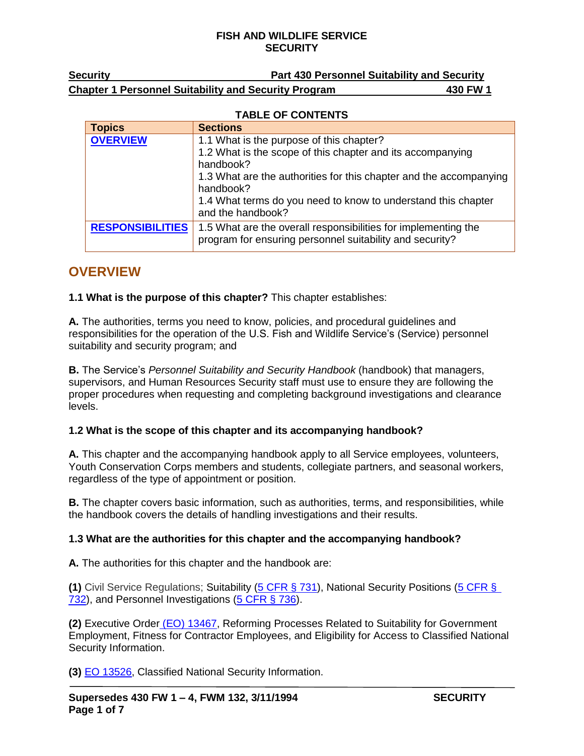**FISH AND WILDLIFE SERVICE**
**SECURITY**

**Security** | **Part 430 Personnel Suitability and Security**

**Chapter 1 Personnel Suitability and Security Program** | **430 FW 1**

**TABLE OF CONTENTS**

| Topics | Sections |
| --- | --- |
| **OVERVIEW** | 1.1 What is the purpose of this chapter?<br>1.2 What is the scope of this chapter and its accompanying handbook?<br>1.3 What are the authorities for this chapter and the accompanying handbook?<br>1.4 What terms do you need to know to understand this chapter and the handbook? |
| **RESPONSIBILITIES** | 1.5 What are the overall responsibilities for implementing the program for ensuring personnel suitability and security? |

## OVERVIEW

**1.1 What is the purpose of this chapter?** This chapter establishes:

**A.** The authorities, terms you need to know, policies, and procedural guidelines and responsibilities for the operation of the U.S. Fish and Wildlife Service's (Service) personnel suitability and security program; and

**B.** The Service's *Personnel Suitability and Security Handbook* (handbook) that managers, supervisors, and Human Resources Security staff must use to ensure they are following the proper procedures when requesting and completing background investigations and clearance levels.

**1.2 What is the scope of this chapter and its accompanying handbook?**

**A.** This chapter and the accompanying handbook apply to all Service employees, volunteers, Youth Conservation Corps members and students, collegiate partners, and seasonal workers, regardless of the type of appointment or position.

**B.** The chapter covers basic information, such as authorities, terms, and responsibilities, while the handbook covers the details of handling investigations and their results.

**1.3 What are the authorities for this chapter and the accompanying handbook?**

**A.** The authorities for this chapter and the handbook are:

**(1)** Civil Service Regulations; Suitability (5 CFR § 731), National Security Positions (5 CFR § 732), and Personnel Investigations (5 CFR § 736).

**(2)** Executive Order (EO) 13467, Reforming Processes Related to Suitability for Government Employment, Fitness for Contractor Employees, and Eligibility for Access to Classified National Security Information.

**(3)** EO 13526, Classified National Security Information.

**Supersedes 430 FW 1 – 4, FWM 132, 3/11/1994**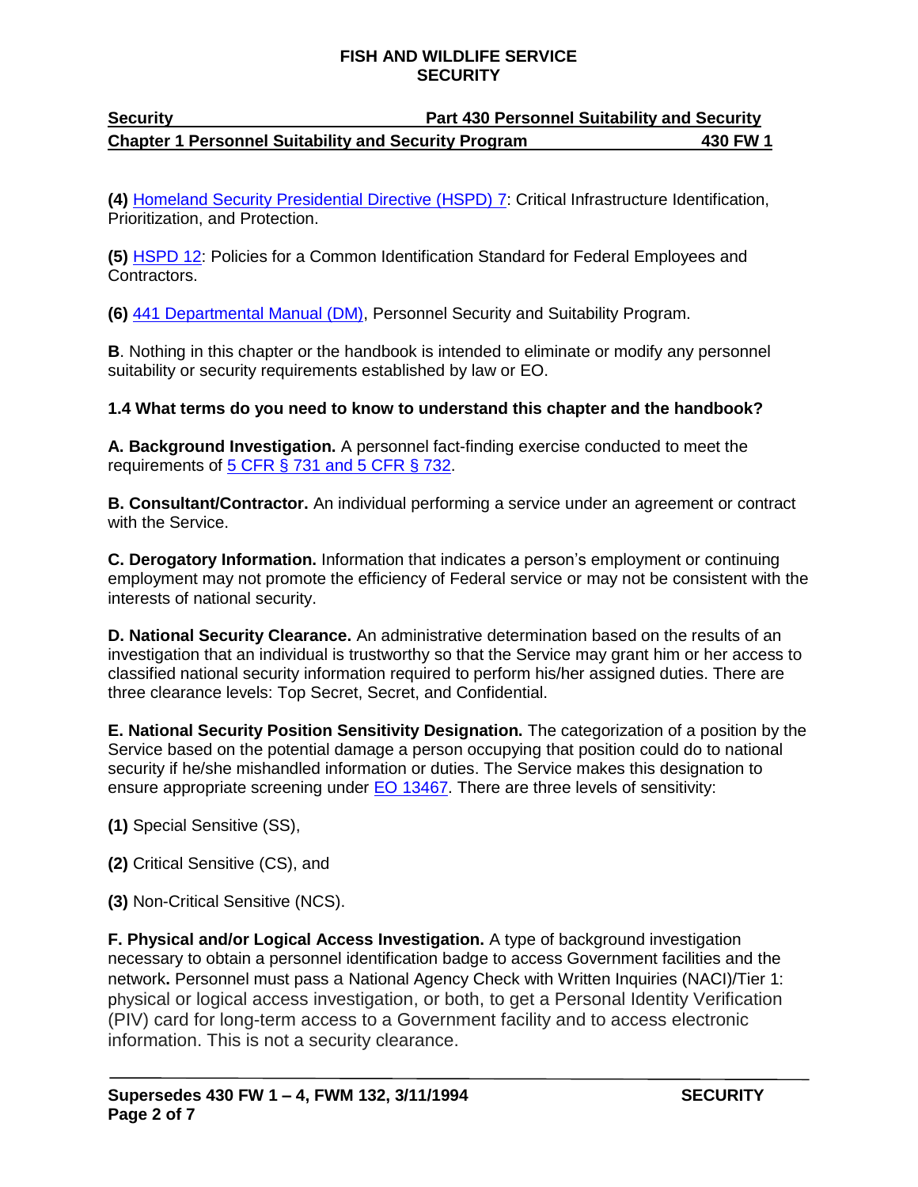**(4)** Homeland Security Presidential Directive (HSPD) 7: Critical Infrastructure Identification, Prioritization, and Protection.

**(5)** HSPD 12: Policies for a Common Identification Standard for Federal Employees and Contractors.

**(6)** 441 Departmental Manual (DM), Personnel Security and Suitability Program.

**B**. Nothing in this chapter or the handbook is intended to eliminate or modify any personnel suitability or security requirements established by law or EO.

### 1.4 What terms do you need to know to understand this chapter and the handbook?

**A. Background Investigation.** A personnel fact-finding exercise conducted to meet the requirements of 5 CFR § 731 and 5 CFR § 732.

**B. Consultant/Contractor.** An individual performing a service under an agreement or contract with the Service.

**C. Derogatory Information.** Information that indicates a person's employment or continuing employment may not promote the efficiency of Federal service or may not be consistent with the interests of national security.

**D. National Security Clearance.** An administrative determination based on the results of an investigation that an individual is trustworthy so that the Service may grant him or her access to classified national security information required to perform his/her assigned duties. There are three clearance levels: Top Secret, Secret, and Confidential.

**E. National Security Position Sensitivity Designation.** The categorization of a position by the Service based on the potential damage a person occupying that position could do to national security if he/she mishandled information or duties. The Service makes this designation to ensure appropriate screening under EO 13467. There are three levels of sensitivity:

**(1)** Special Sensitive (SS),

**(2)** Critical Sensitive (CS), and

**(3)** Non-Critical Sensitive (NCS).

**F. Physical and/or Logical Access Investigation.** A type of background investigation necessary to obtain a personnel identification badge to access Government facilities and the network**.** Personnel must pass a National Agency Check with Written Inquiries (NACI)/Tier 1: physical or logical access investigation, or both, to get a Personal Identity Verification (PIV) card for long-term access to a Government facility and to access electronic information. This is not a security clearance.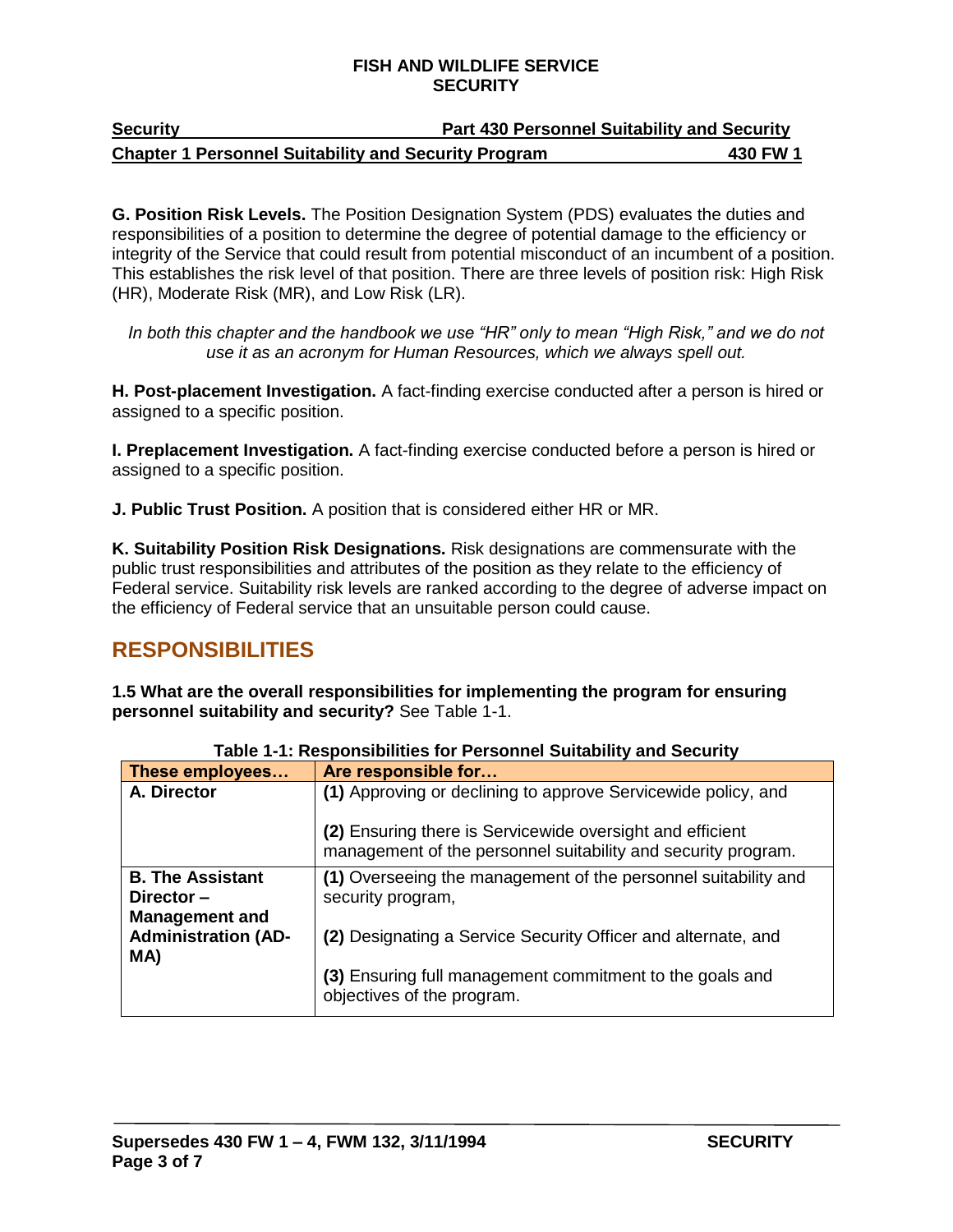**G. Position Risk Levels.** The Position Designation System (PDS) evaluates the duties and responsibilities of a position to determine the degree of potential damage to the efficiency or integrity of the Service that could result from potential misconduct of an incumbent of a position. This establishes the risk level of that position. There are three levels of position risk: High Risk (HR), Moderate Risk (MR), and Low Risk (LR).

*In both this chapter and the handbook we use "HR" only to mean "High Risk," and we do not use it as an acronym for Human Resources, which we always spell out.*

**H. Post-placement Investigation.** A fact-finding exercise conducted after a person is hired or assigned to a specific position.

**I. Preplacement Investigation.** A fact-finding exercise conducted before a person is hired or assigned to a specific position.

**J. Public Trust Position.** A position that is considered either HR or MR.

**K. Suitability Position Risk Designations.** Risk designations are commensurate with the public trust responsibilities and attributes of the position as they relate to the efficiency of Federal service. Suitability risk levels are ranked according to the degree of adverse impact on the efficiency of Federal service that an unsuitable person could cause.

## RESPONSIBILITIES

**1.5 What are the overall responsibilities for implementing the program for ensuring personnel suitability and security?** See Table 1-1.

**Table 1-1: Responsibilities for Personnel Suitability and Security**

| These employees… | Are responsible for… |
|---|---|
| **A. Director** | **(1)** Approving or declining to approve Servicewide policy, and<br><br>**(2)** Ensuring there is Servicewide oversight and efficient management of the personnel suitability and security program. |
| **B. The Assistant Director – Management and Administration (AD-MA)** | **(1)** Overseeing the management of the personnel suitability and security program,<br><br>**(2)** Designating a Service Security Officer and alternate, and<br><br>**(3)** Ensuring full management commitment to the goals and objectives of the program. |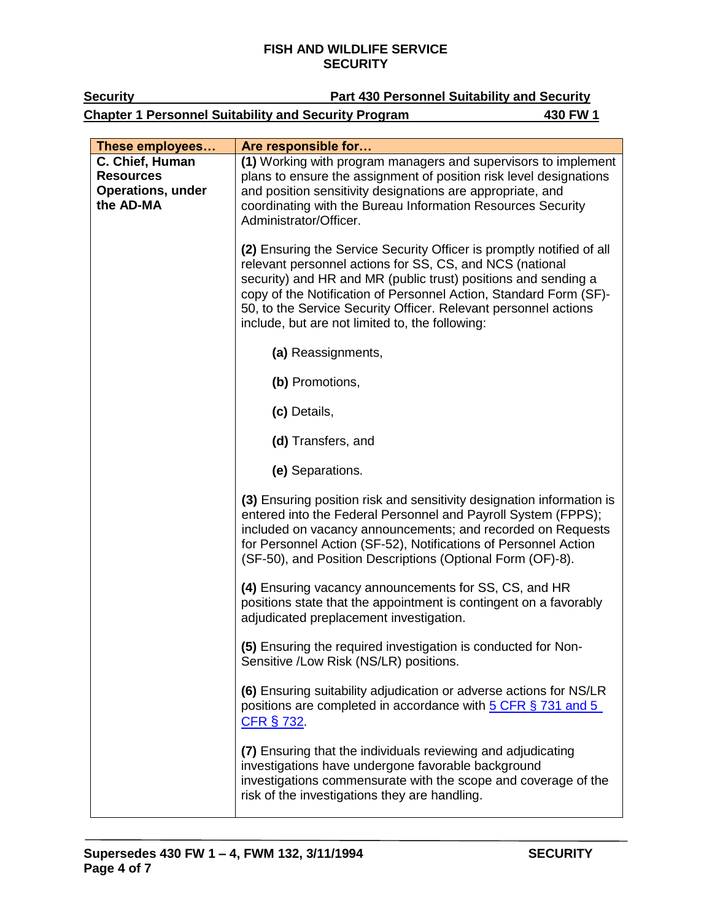| These employees… | Are responsible for… |
| --- | --- |
| **C. Chief, Human Resources Operations, under the AD-MA** | **(1)** Working with program managers and supervisors to implement plans to ensure the assignment of position risk level designations and position sensitivity designations are appropriate, and coordinating with the Bureau Information Resources Security Administrator/Officer.<br><br>**(2)** Ensuring the Service Security Officer is promptly notified of all relevant personnel actions for SS, CS, and NCS (national security) and HR and MR (public trust) positions and sending a copy of the Notification of Personnel Action, Standard Form (SF)-50, to the Service Security Officer. Relevant personnel actions include, but are not limited to, the following:<br><br>**(a)** Reassignments,<br><br>**(b)** Promotions,<br><br>**(c)** Details,<br><br>**(d)** Transfers, and<br><br>**(e)** Separations.<br><br>**(3)** Ensuring position risk and sensitivity designation information is entered into the Federal Personnel and Payroll System (FPPS); included on vacancy announcements; and recorded on Requests for Personnel Action (SF-52), Notifications of Personnel Action (SF-50), and Position Descriptions (Optional Form (OF)-8).<br><br>**(4)** Ensuring vacancy announcements for SS, CS, and HR positions state that the appointment is contingent on a favorably adjudicated preplacement investigation.<br><br>**(5)** Ensuring the required investigation is conducted for Non-Sensitive /Low Risk (NS/LR) positions.<br><br>**(6)** Ensuring suitability adjudication or adverse actions for NS/LR positions are completed in accordance with 5 CFR § 731 and 5 CFR § 732.<br><br>**(7)** Ensuring that the individuals reviewing and adjudicating investigations have undergone favorable background investigations commensurate with the scope and coverage of the risk of the investigations they are handling. |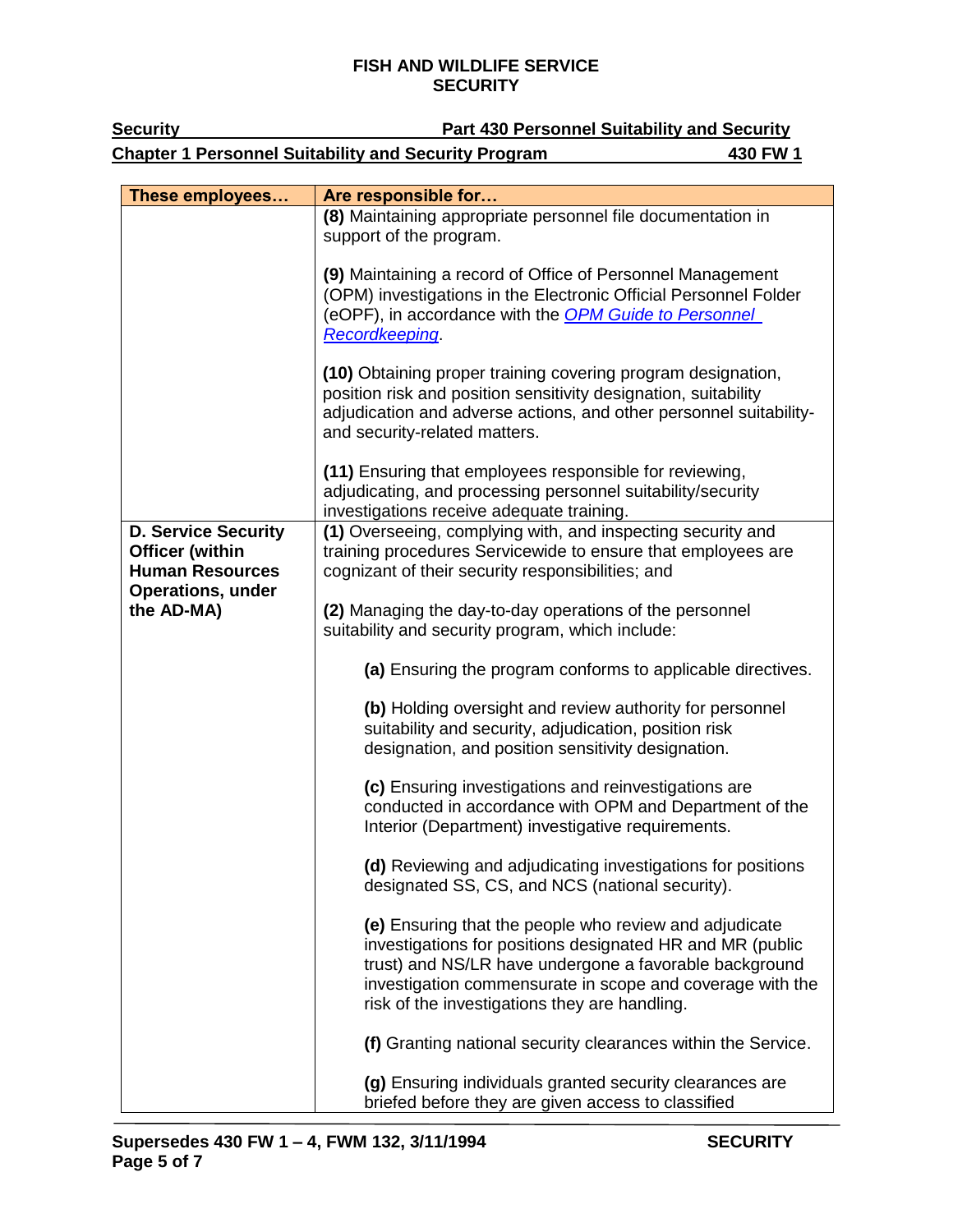| These employees… | Are responsible for… |
|---|---|
| | **(8)** Maintaining appropriate personnel file documentation in support of the program.<br><br>**(9)** Maintaining a record of Office of Personnel Management (OPM) investigations in the Electronic Official Personnel Folder (eOPF), in accordance with the *OPM Guide to Personnel Recordkeeping*.<br><br>**(10)** Obtaining proper training covering program designation, position risk and position sensitivity designation, suitability adjudication and adverse actions, and other personnel suitability- and security-related matters.<br><br>**(11)** Ensuring that employees responsible for reviewing, adjudicating, and processing personnel suitability/security investigations receive adequate training. |
| **D. Service Security Officer (within Human Resources Operations, under the AD-MA)** | **(1)** Overseeing, complying with, and inspecting security and training procedures Servicewide to ensure that employees are cognizant of their security responsibilities; and<br><br>**(2)** Managing the day-to-day operations of the personnel suitability and security program, which include:<br><br>**(a)** Ensuring the program conforms to applicable directives.<br><br>**(b)** Holding oversight and review authority for personnel suitability and security, adjudication, position risk designation, and position sensitivity designation.<br><br>**(c)** Ensuring investigations and reinvestigations are conducted in accordance with OPM and Department of the Interior (Department) investigative requirements.<br><br>**(d)** Reviewing and adjudicating investigations for positions designated SS, CS, and NCS (national security).<br><br>**(e)** Ensuring that the people who review and adjudicate investigations for positions designated HR and MR (public trust) and NS/LR have undergone a favorable background investigation commensurate in scope and coverage with the risk of the investigations they are handling.<br><br>**(f)** Granting national security clearances within the Service.<br><br>**(g)** Ensuring individuals granted security clearances are briefed before they are given access to classified |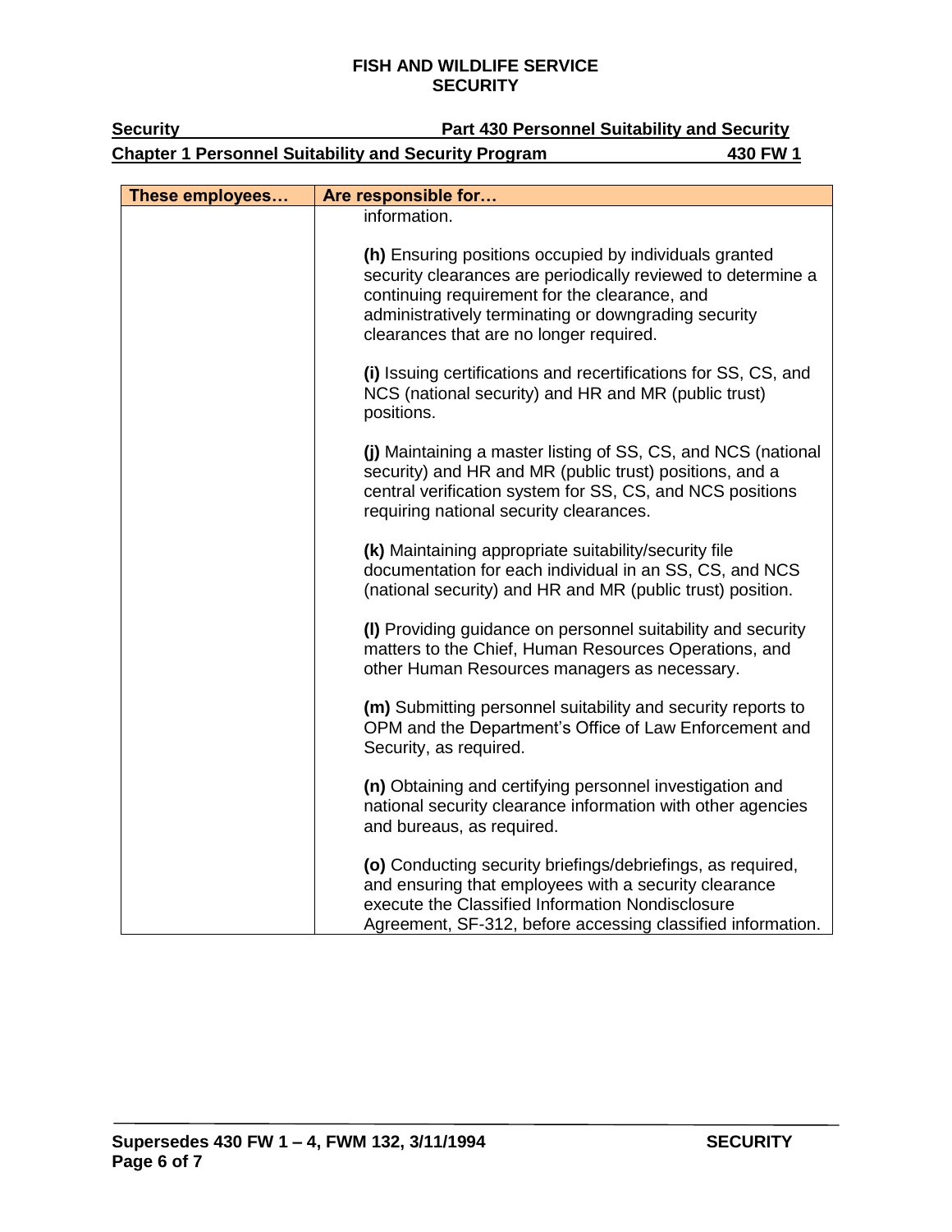| These employees… | Are responsible for… |
|---|---|
| | information.<br><br>**(h)** Ensuring positions occupied by individuals granted security clearances are periodically reviewed to determine a continuing requirement for the clearance, and administratively terminating or downgrading security clearances that are no longer required.<br><br>**(i)** Issuing certifications and recertifications for SS, CS, and NCS (national security) and HR and MR (public trust) positions.<br><br>**(j)** Maintaining a master listing of SS, CS, and NCS (national security) and HR and MR (public trust) positions, and a central verification system for SS, CS, and NCS positions requiring national security clearances.<br><br>**(k)** Maintaining appropriate suitability/security file documentation for each individual in an SS, CS, and NCS (national security) and HR and MR (public trust) position.<br><br>**(l)** Providing guidance on personnel suitability and security matters to the Chief, Human Resources Operations, and other Human Resources managers as necessary.<br><br>**(m)** Submitting personnel suitability and security reports to OPM and the Department's Office of Law Enforcement and Security, as required.<br><br>**(n)** Obtaining and certifying personnel investigation and national security clearance information with other agencies and bureaus, as required.<br><br>**(o)** Conducting security briefings/debriefings, as required, and ensuring that employees with a security clearance execute the Classified Information Nondisclosure Agreement, SF-312, before accessing classified information. |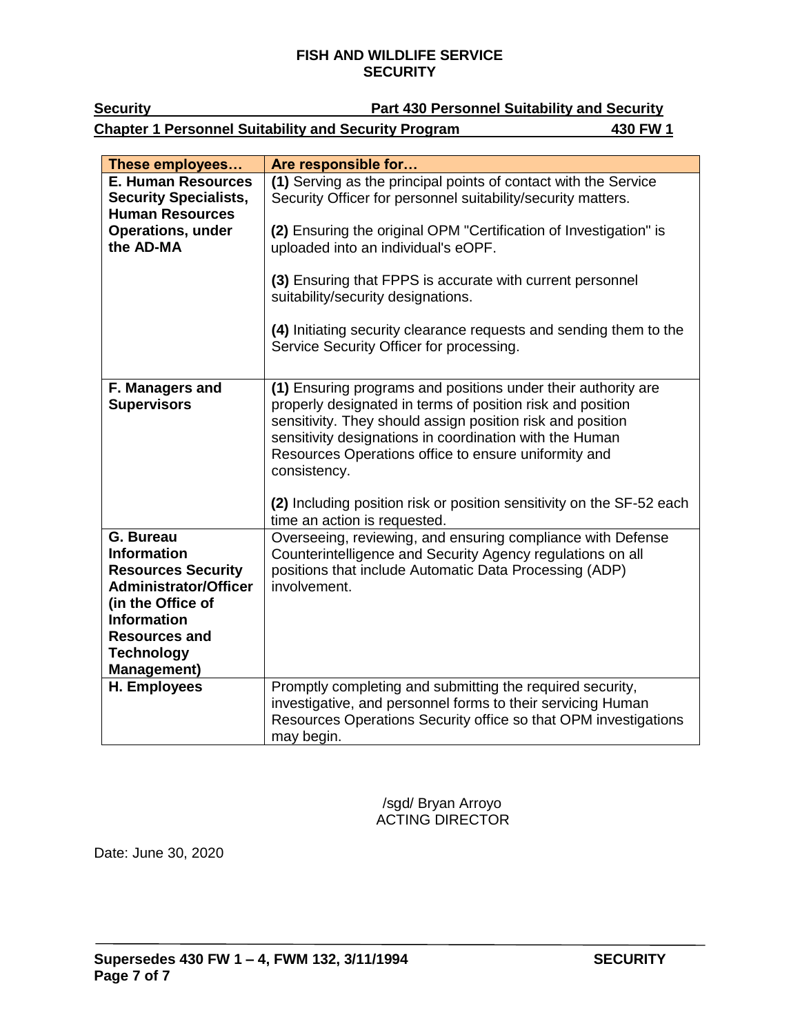| These employees… | Are responsible for… |
|---|---|
| **E. Human Resources Security Specialists, Human Resources Operations, under the AD-MA** | **(1)** Serving as the principal points of contact with the Service Security Officer for personnel suitability/security matters.<br><br>**(2)** Ensuring the original OPM "Certification of Investigation" is uploaded into an individual's eOPF.<br><br>**(3)** Ensuring that FPPS is accurate with current personnel suitability/security designations.<br><br>**(4)** Initiating security clearance requests and sending them to the Service Security Officer for processing. |
| **F. Managers and Supervisors** | **(1)** Ensuring programs and positions under their authority are properly designated in terms of position risk and position sensitivity. They should assign position risk and position sensitivity designations in coordination with the Human Resources Operations office to ensure uniformity and consistency.<br><br>**(2)** Including position risk or position sensitivity on the SF-52 each time an action is requested. |
| **G. Bureau Information Resources Security Administrator/Officer (in the Office of Information Resources and Technology Management)** | Overseeing, reviewing, and ensuring compliance with Defense Counterintelligence and Security Agency regulations on all positions that include Automatic Data Processing (ADP) involvement. |
| **H. Employees** | Promptly completing and submitting the required security, investigative, and personnel forms to their servicing Human Resources Operations Security office so that OPM investigations may begin. |

/sgd/ Bryan Arroyo
ACTING DIRECTOR

Date: June 30, 2020

**Supersedes 430 FW 1 – 4, FWM 132, 3/11/1994**